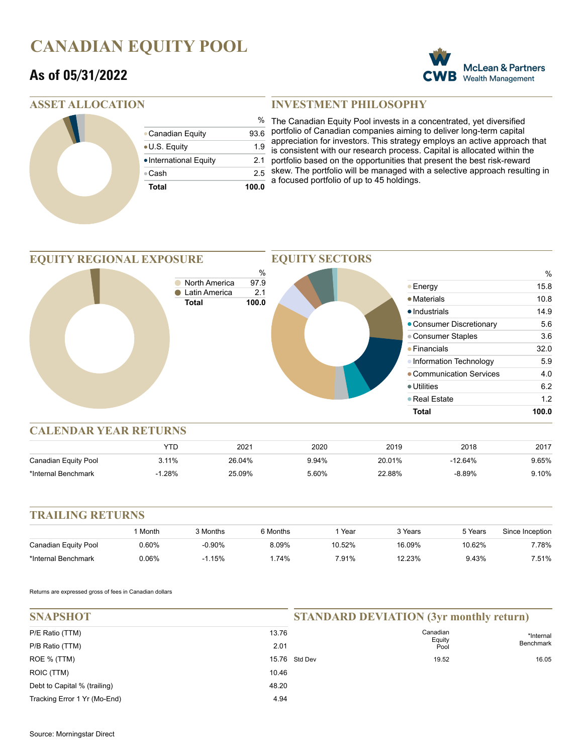# CANADIAN EQUITY POOL

## As of 05/31/2022

CWB McLean & Partners Wealth Management

## ASSET ALLOCATION

| | % |
|---|---|
| Canadian Equity | 93.6 |
| U.S. Equity | 1.9 |
| International Equity | 2.1 |
| Cash | 2.5 |
| **Total** | **100.0** |

## INVESTMENT PHILOSOPHY

The Canadian Equity Pool invests in a concentrated, yet diversified portfolio of Canadian companies aiming to deliver long-term capital appreciation for investors. This strategy employs an active approach that is consistent with our research process. Capital is allocated within the portfolio based on the opportunities that present the best risk-reward skew. The portfolio will be managed with a selective approach resulting in a focused portfolio of up to 45 holdings.

## EQUITY REGIONAL EXPOSURE

| | % |
|---|---|
| North America | 97.9 |
| Latin America | 2.1 |
| **Total** | **100.0** |

## EQUITY SECTORS

| | % |
|---|---|
| Energy | 15.8 |
| Materials | 10.8 |
| Industrials | 14.9 |
| Consumer Discretionary | 5.6 |
| Consumer Staples | 3.6 |
| Financials | 32.0 |
| Information Technology | 5.9 |
| Communication Services | 4.0 |
| Utilities | 6.2 |
| Real Estate | 1.2 |
| **Total** | **100.0** |

## CALENDAR YEAR RETURNS

| | YTD | 2021 | 2020 | 2019 | 2018 | 2017 |
|---|---|---|---|---|---|---|
| Canadian Equity Pool | 3.11% | 26.04% | 9.94% | 20.01% | -12.64% | 9.65% |
| *Internal Benchmark | -1.28% | 25.09% | 5.60% | 22.88% | -8.89% | 9.10% |

## TRAILING RETURNS

| | 1 Month | 3 Months | 6 Months | 1 Year | 3 Years | 5 Years | Since Inception |
|---|---|---|---|---|---|---|---|
| Canadian Equity Pool | 0.60% | -0.90% | 8.09% | 10.52% | 16.09% | 10.62% | 7.78% |
| *Internal Benchmark | 0.06% | -1.15% | 1.74% | 7.91% | 12.23% | 9.43% | 7.51% |

Returns are expressed gross of fees in Canadian dollars

## SNAPSHOT

| | |
|---|---|
| P/E Ratio (TTM) | 13.76 |
| P/B Ratio (TTM) | 2.01 |
| ROE % (TTM) | 15.76 |
| ROIC (TTM) | 10.46 |
| Debt to Capital % (trailing) | 48.20 |
| Tracking Error 1 Yr (Mo-End) | 4.94 |

## STANDARD DEVIATION (3yr monthly return)

| | Canadian Equity Pool | *Internal Benchmark |
|---|---|---|
| Std Dev | 19.52 | 16.05 |

Source: Morningstar Direct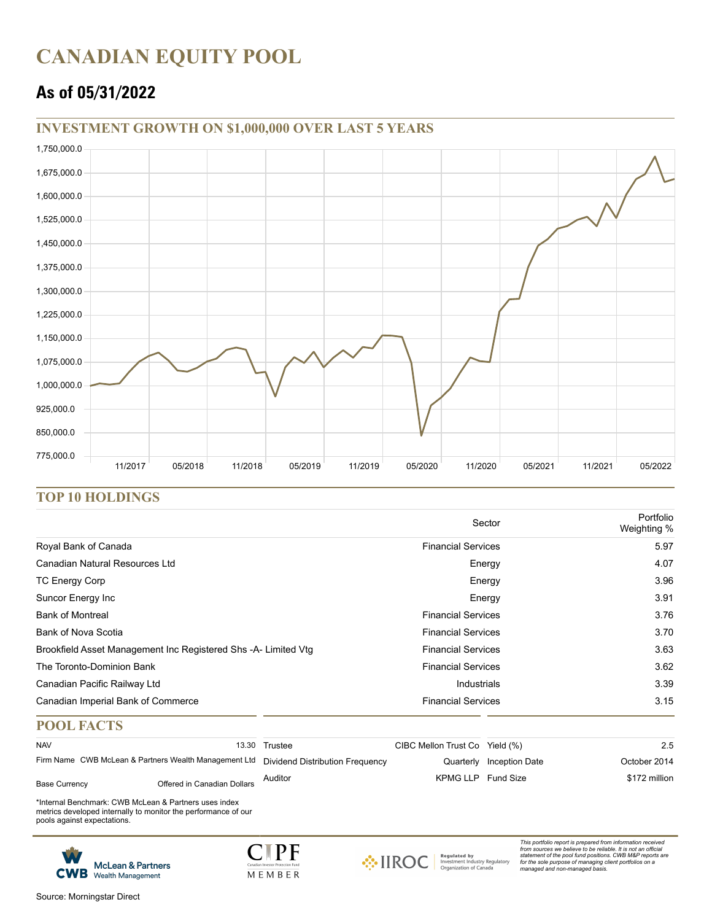# CANADIAN EQUITY POOL

## As of 05/31/2022

### INVESTMENT GROWTH ON $1,000,000 OVER LAST 5 YEARS

1,750,000.0
1,675,000.0
1,600,000.0
1,525,000.0
1,450,000.0
1,375,000.0
1,300,000.0
1,225,000.0
1,150,000.0
1,075,000.0
1,000,000.0
925,000.0
850,000.0
775,000.0

11/2017 05/2018 11/2018 05/2019 11/2019 05/2020 11/2020 05/2021 11/2021 05/2022

### TOP 10 HOLDINGS

| | Sector | Portfolio Weighting % |
|---|---|---|
| Royal Bank of Canada | Financial Services | 5.97 |
| Canadian Natural Resources Ltd | Energy | 4.07 |
| TC Energy Corp | Energy | 3.96 |
| Suncor Energy Inc | Energy | 3.91 |
| Bank of Montreal | Financial Services | 3.76 |
| Bank of Nova Scotia | Financial Services | 3.70 |
| Brookfield Asset Management Inc Registered Shs -A- Limited Vtg | Financial Services | 3.63 |
| The Toronto-Dominion Bank | Financial Services | 3.62 |
| Canadian Pacific Railway Ltd | Industrials | 3.39 |
| Canadian Imperial Bank of Commerce | Financial Services | 3.15 |

### POOL FACTS

| | | | | | |
|---|---|---|---|---|---|
| NAV | 13.30 | Trustee | CIBC Mellon Trust Co | Yield (%) | 2.5 |
| Firm Name | CWB McLean & Partners Wealth Management Ltd | Dividend Distribution Frequency | Quarterly | Inception Date | October 2014 |
| Base Currency | Offered in Canadian Dollars | Auditor | KPMG LLP | Fund Size | $172 million |

*Internal Benchmark: CWB McLean & Partners uses index metrics developed internally to monitor the performance of our pools against expectations.

CWB McLean & Partners Wealth Management

CIPF Canadian Investor Protection Fund MEMBER

IIROC Regulated by Investment Industry Regulatory Organization of Canada

*This portfolio report is prepared from information received from sources we believe to be reliable. It is not an official statement of the pool fund positions. CWB M&P reports are for the sole purpose of managing client portfolios on a managed and non-managed basis.*

Source: Morningstar Direct